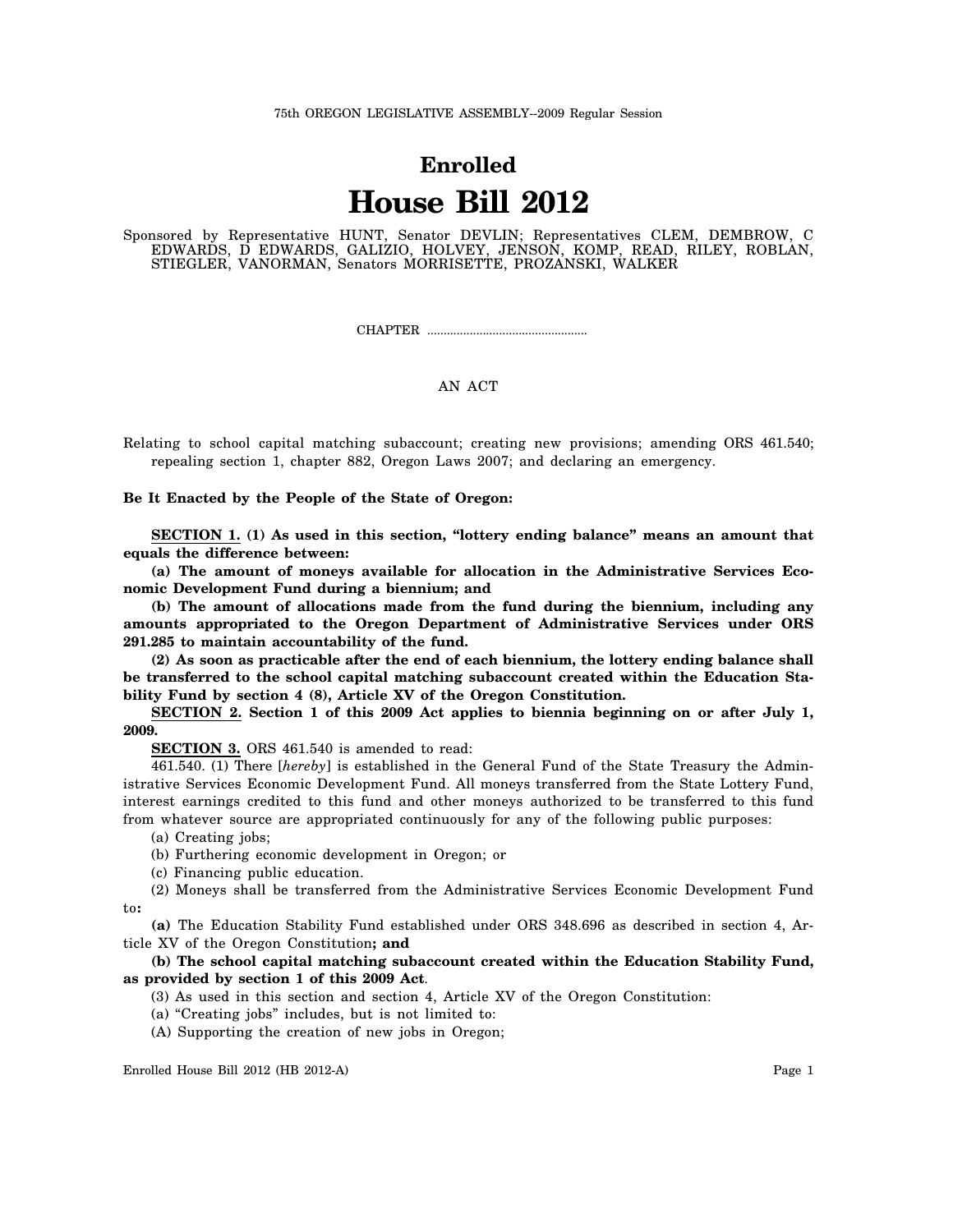75th OREGON LEGISLATIVE ASSEMBLY--2009 Regular Session

# Enrolled

# House Bill 2012

Sponsored by Representative HUNT, Senator DEVLIN; Representatives CLEM, DEMBROW, C EDWARDS, D EDWARDS, GALIZIO, HOLVEY, JENSON, KOMP, READ, RILEY, ROBLAN, STIEGLER, VANORMAN, Senators MORRISETTE, PROZANSKI, WALKER

CHAPTER .................................................

AN ACT

Relating to school capital matching subaccount; creating new provisions; amending ORS 461.540; repealing section 1, chapter 882, Oregon Laws 2007; and declaring an emergency.

**Be It Enacted by the People of the State of Oregon:**

**SECTION 1. (1) As used in this section, "lottery ending balance" means an amount that equals the difference between:**

**(a) The amount of moneys available for allocation in the Administrative Services Economic Development Fund during a biennium; and**

**(b) The amount of allocations made from the fund during the biennium, including any amounts appropriated to the Oregon Department of Administrative Services under ORS 291.285 to maintain accountability of the fund.**

**(2) As soon as practicable after the end of each biennium, the lottery ending balance shall be transferred to the school capital matching subaccount created within the Education Stability Fund by section 4 (8), Article XV of the Oregon Constitution.**

**SECTION 2. Section 1 of this 2009 Act applies to biennia beginning on or after July 1, 2009.**

**SECTION 3.** ORS 461.540 is amended to read:

461.540. (1) There [*hereby*] is established in the General Fund of the State Treasury the Administrative Services Economic Development Fund. All moneys transferred from the State Lottery Fund, interest earnings credited to this fund and other moneys authorized to be transferred to this fund from whatever source are appropriated continuously for any of the following public purposes:

(a) Creating jobs;

(b) Furthering economic development in Oregon; or

(c) Financing public education.

(2) Moneys shall be transferred from the Administrative Services Economic Development Fund to**:**

**(a)** The Education Stability Fund established under ORS 348.696 as described in section 4, Article XV of the Oregon Constitution**; and**

**(b) The school capital matching subaccount created within the Education Stability Fund, as provided by section 1 of this 2009 Act**.

(3) As used in this section and section 4, Article XV of the Oregon Constitution:

(a) "Creating jobs" includes, but is not limited to:

(A) Supporting the creation of new jobs in Oregon;

Enrolled House Bill 2012 (HB 2012-A)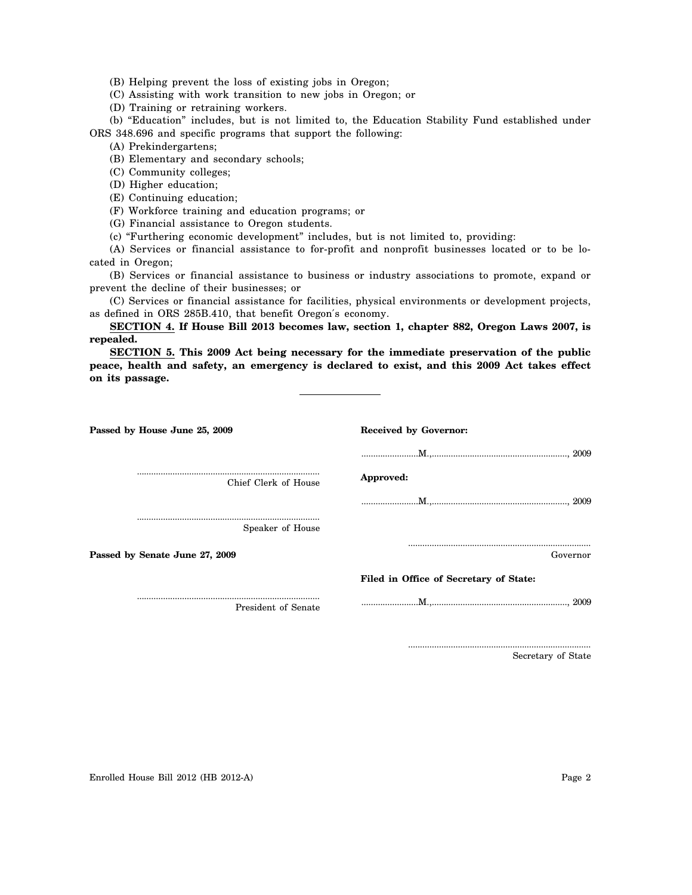(B) Helping prevent the loss of existing jobs in Oregon;

(C) Assisting with work transition to new jobs in Oregon; or

(D) Training or retraining workers.

(b) "Education" includes, but is not limited to, the Education Stability Fund established under ORS 348.696 and specific programs that support the following:

(A) Prekindergartens;

(B) Elementary and secondary schools;

(C) Community colleges;

(D) Higher education;

(E) Continuing education;

(F) Workforce training and education programs; or

(G) Financial assistance to Oregon students.

(c) "Furthering economic development" includes, but is not limited to, providing:

(A) Services or financial assistance to for-profit and nonprofit businesses located or to be located in Oregon;

(B) Services or financial assistance to business or industry associations to promote, expand or prevent the decline of their businesses; or

(C) Services or financial assistance for facilities, physical environments or development projects, as defined in ORS 285B.410, that benefit Oregon's economy.

**SECTION 4. If House Bill 2013 becomes law, section 1, chapter 882, Oregon Laws 2007, is repealed.**

**SECTION 5. This 2009 Act being necessary for the immediate preservation of the public peace, health and safety, an emergency is declared to exist, and this 2009 Act takes effect on its passage.**

---

**Passed by House June 25, 2009**

............................................................................
Chief Clerk of House

............................................................................
Speaker of House

**Passed by Senate June 27, 2009**

............................................................................
President of Senate

**Received by Governor:**

........................M.,........................................................., 2009

**Approved:**

........................M.,........................................................., 2009

............................................................................
Governor

**Filed in Office of Secretary of State:**

........................M.,........................................................., 2009

............................................................................
Secretary of State

Enrolled House Bill 2012 (HB 2012-A)